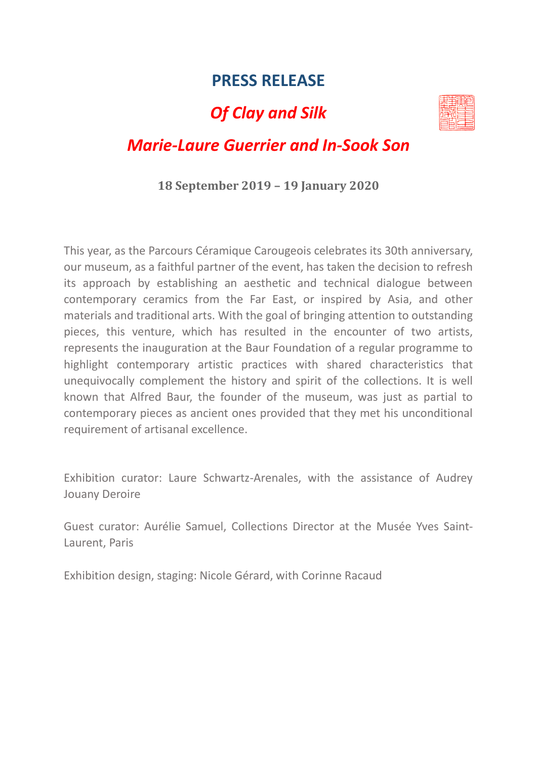# PRESS RELEASE

## *Of Clay and Silk*

## *Marie-Laure Guerrier and In-Sook Son*

**18 September 2019 – 19 January 2020**

This year, as the Parcours Céramique Carougeois celebrates its 30th anniversary, our museum, as a faithful partner of the event, has taken the decision to refresh its approach by establishing an aesthetic and technical dialogue between contemporary ceramics from the Far East, or inspired by Asia, and other materials and traditional arts. With the goal of bringing attention to outstanding pieces, this venture, which has resulted in the encounter of two artists, represents the inauguration at the Baur Foundation of a regular programme to highlight contemporary artistic practices with shared characteristics that unequivocally complement the history and spirit of the collections. It is well known that Alfred Baur, the founder of the museum, was just as partial to contemporary pieces as ancient ones provided that they met his unconditional requirement of artisanal excellence.

Exhibition curator: Laure Schwartz-Arenales, with the assistance of Audrey Jouany Deroire

Guest curator: Aurélie Samuel, Collections Director at the Musée Yves Saint-Laurent, Paris

Exhibition design, staging: Nicole Gérard, with Corinne Racaud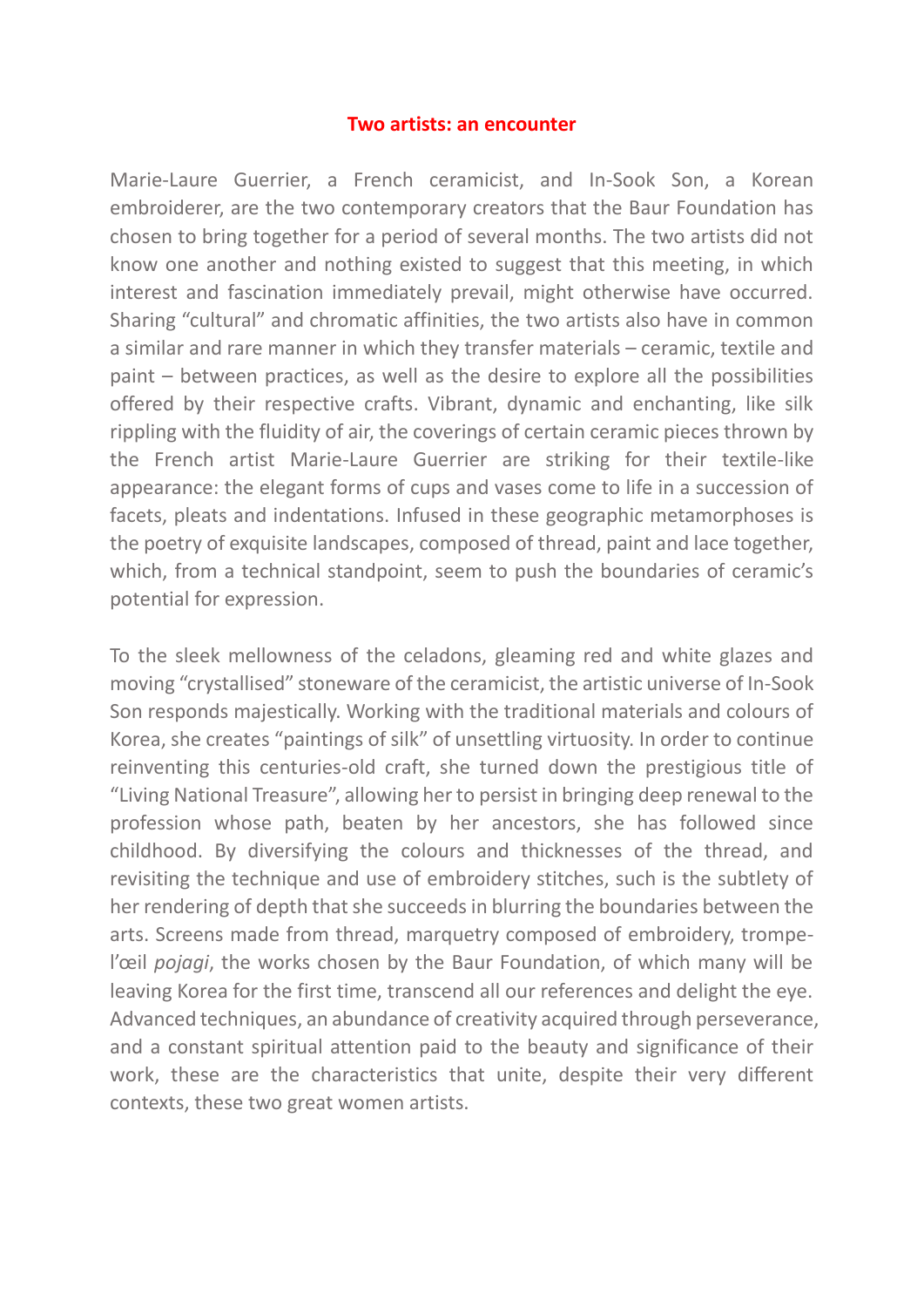## Two artists: an encounter

Marie-Laure Guerrier, a French ceramicist, and In-Sook Son, a Korean embroiderer, are the two contemporary creators that the Baur Foundation has chosen to bring together for a period of several months. The two artists did not know one another and nothing existed to suggest that this meeting, in which interest and fascination immediately prevail, might otherwise have occurred. Sharing “cultural” and chromatic affinities, the two artists also have in common a similar and rare manner in which they transfer materials – ceramic, textile and paint – between practices, as well as the desire to explore all the possibilities offered by their respective crafts. Vibrant, dynamic and enchanting, like silk rippling with the fluidity of air, the coverings of certain ceramic pieces thrown by the French artist Marie-Laure Guerrier are striking for their textile-like appearance: the elegant forms of cups and vases come to life in a succession of facets, pleats and indentations. Infused in these geographic metamorphoses is the poetry of exquisite landscapes, composed of thread, paint and lace together, which, from a technical standpoint, seem to push the boundaries of ceramic’s potential for expression.

To the sleek mellowness of the celadons, gleaming red and white glazes and moving “crystallised” stoneware of the ceramicist, the artistic universe of In-Sook Son responds majestically. Working with the traditional materials and colours of Korea, she creates “paintings of silk” of unsettling virtuosity. In order to continue reinventing this centuries-old craft, she turned down the prestigious title of “Living National Treasure”, allowing her to persist in bringing deep renewal to the profession whose path, beaten by her ancestors, she has followed since childhood. By diversifying the colours and thicknesses of the thread, and revisiting the technique and use of embroidery stitches, such is the subtlety of her rendering of depth that she succeeds in blurring the boundaries between the arts. Screens made from thread, marquetry composed of embroidery, trompe-l’œil *pojagi*, the works chosen by the Baur Foundation, of which many will be leaving Korea for the first time, transcend all our references and delight the eye. Advanced techniques, an abundance of creativity acquired through perseverance, and a constant spiritual attention paid to the beauty and significance of their work, these are the characteristics that unite, despite their very different contexts, these two great women artists.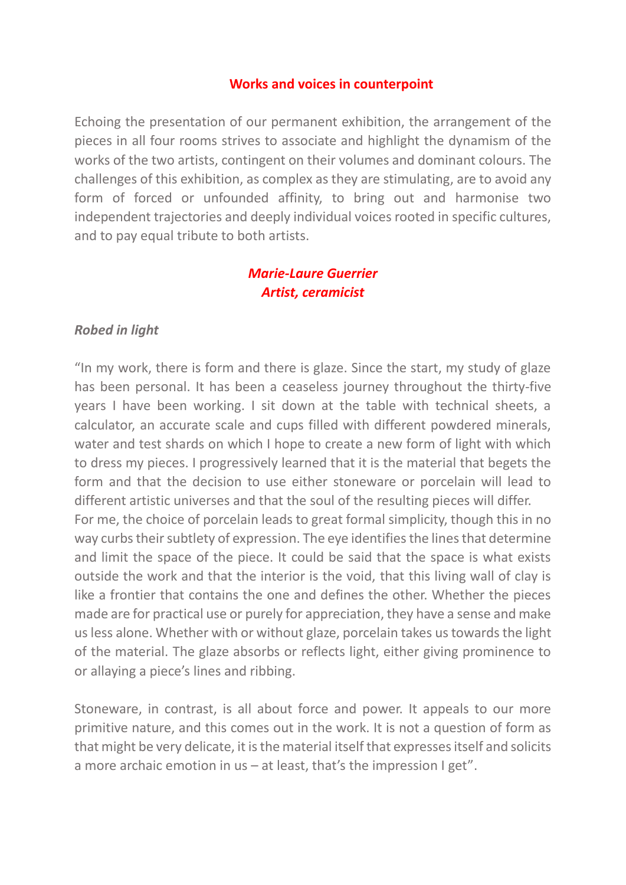## Works and voices in counterpoint

Echoing the presentation of our permanent exhibition, the arrangement of the pieces in all four rooms strives to associate and highlight the dynamism of the works of the two artists, contingent on their volumes and dominant colours. The challenges of this exhibition, as complex as they are stimulating, are to avoid any form of forced or unfounded affinity, to bring out and harmonise two independent trajectories and deeply individual voices rooted in specific cultures, and to pay equal tribute to both artists.

***Marie-Laure Guerrier***
***Artist, ceramicist***

***Robed in light***

"In my work, there is form and there is glaze. Since the start, my study of glaze has been personal. It has been a ceaseless journey throughout the thirty-five years I have been working. I sit down at the table with technical sheets, a calculator, an accurate scale and cups filled with different powdered minerals, water and test shards on which I hope to create a new form of light with which to dress my pieces. I progressively learned that it is the material that begets the form and that the decision to use either stoneware or porcelain will lead to different artistic universes and that the soul of the resulting pieces will differ.
For me, the choice of porcelain leads to great formal simplicity, though this in no way curbs their subtlety of expression. The eye identifies the lines that determine and limit the space of the piece. It could be said that the space is what exists outside the work and that the interior is the void, that this living wall of clay is like a frontier that contains the one and defines the other. Whether the pieces made are for practical use or purely for appreciation, they have a sense and make us less alone. Whether with or without glaze, porcelain takes us towards the light of the material. The glaze absorbs or reflects light, either giving prominence to or allaying a piece's lines and ribbing.

Stoneware, in contrast, is all about force and power. It appeals to our more primitive nature, and this comes out in the work. It is not a question of form as that might be very delicate, it is the material itself that expresses itself and solicits a more archaic emotion in us – at least, that's the impression I get".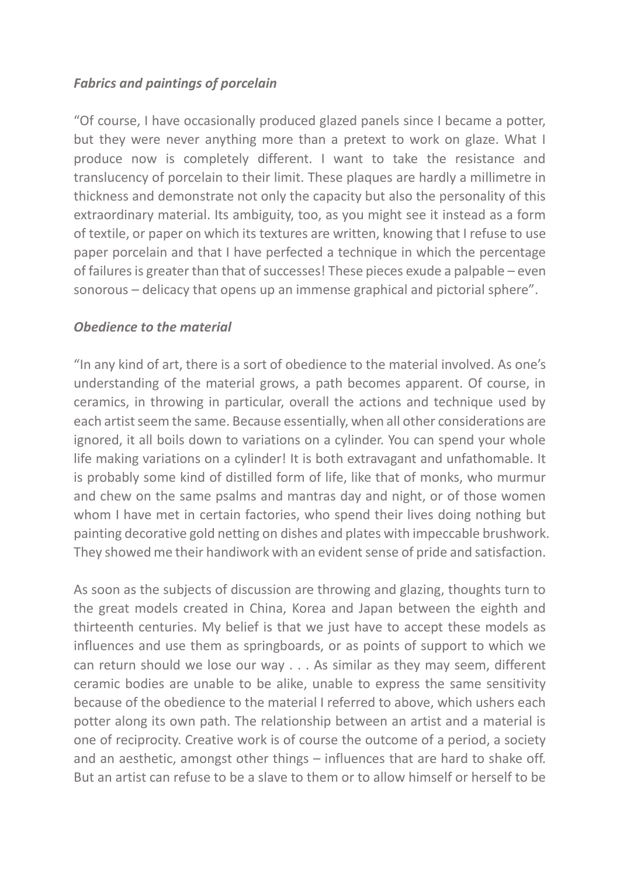***Fabrics and paintings of porcelain***

"Of course, I have occasionally produced glazed panels since I became a potter, but they were never anything more than a pretext to work on glaze. What I produce now is completely different. I want to take the resistance and translucency of porcelain to their limit. These plaques are hardly a millimetre in thickness and demonstrate not only the capacity but also the personality of this extraordinary material. Its ambiguity, too, as you might see it instead as a form of textile, or paper on which its textures are written, knowing that I refuse to use paper porcelain and that I have perfected a technique in which the percentage of failures is greater than that of successes! These pieces exude a palpable – even sonorous – delicacy that opens up an immense graphical and pictorial sphere".

***Obedience to the material***

"In any kind of art, there is a sort of obedience to the material involved. As one's understanding of the material grows, a path becomes apparent. Of course, in ceramics, in throwing in particular, overall the actions and technique used by each artist seem the same. Because essentially, when all other considerations are ignored, it all boils down to variations on a cylinder. You can spend your whole life making variations on a cylinder! It is both extravagant and unfathomable. It is probably some kind of distilled form of life, like that of monks, who murmur and chew on the same psalms and mantras day and night, or of those women whom I have met in certain factories, who spend their lives doing nothing but painting decorative gold netting on dishes and plates with impeccable brushwork. They showed me their handiwork with an evident sense of pride and satisfaction.

As soon as the subjects of discussion are throwing and glazing, thoughts turn to the great models created in China, Korea and Japan between the eighth and thirteenth centuries. My belief is that we just have to accept these models as influences and use them as springboards, or as points of support to which we can return should we lose our way . . . As similar as they may seem, different ceramic bodies are unable to be alike, unable to express the same sensitivity because of the obedience to the material I referred to above, which ushers each potter along its own path. The relationship between an artist and a material is one of reciprocity. Creative work is of course the outcome of a period, a society and an aesthetic, amongst other things – influences that are hard to shake off. But an artist can refuse to be a slave to them or to allow himself or herself to be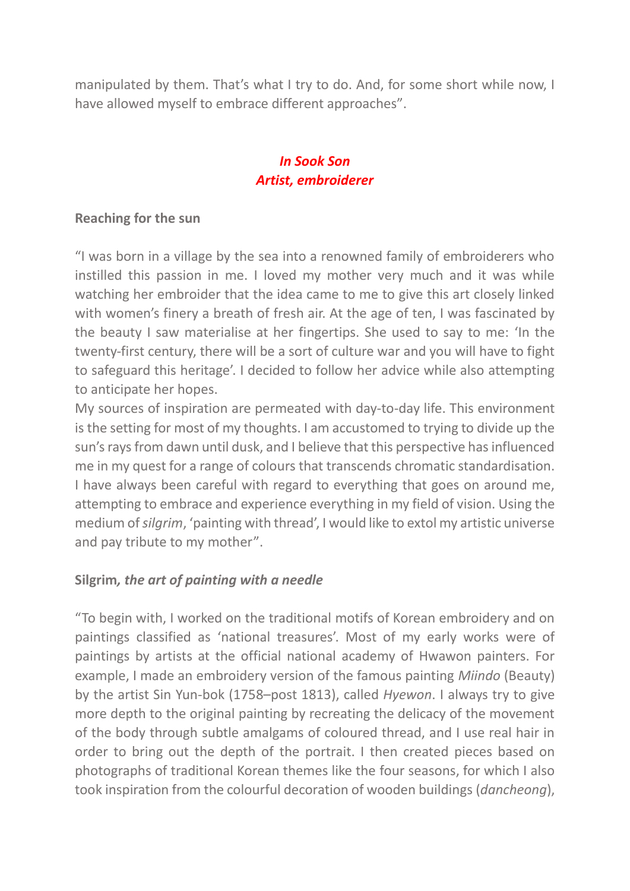manipulated by them. That's what I try to do. And, for some short while now, I have allowed myself to embrace different approaches".

***In Sook Son***
***Artist, embroiderer***

**Reaching for the sun**

"I was born in a village by the sea into a renowned family of embroiderers who instilled this passion in me. I loved my mother very much and it was while watching her embroider that the idea came to me to give this art closely linked with women's finery a breath of fresh air. At the age of ten, I was fascinated by the beauty I saw materialise at her fingertips. She used to say to me: 'In the twenty-first century, there will be a sort of culture war and you will have to fight to safeguard this heritage'. I decided to follow her advice while also attempting to anticipate her hopes.
My sources of inspiration are permeated with day-to-day life. This environment is the setting for most of my thoughts. I am accustomed to trying to divide up the sun's rays from dawn until dusk, and I believe that this perspective has influenced me in my quest for a range of colours that transcends chromatic standardisation. I have always been careful with regard to everything that goes on around me, attempting to embrace and experience everything in my field of vision. Using the medium of *silgrim*, 'painting with thread', I would like to extol my artistic universe and pay tribute to my mother".

**Silgrim*, the art of painting with a needle***

"To begin with, I worked on the traditional motifs of Korean embroidery and on paintings classified as 'national treasures'. Most of my early works were of paintings by artists at the official national academy of Hwawon painters. For example, I made an embroidery version of the famous painting *Miindo* (Beauty) by the artist Sin Yun-bok (1758–post 1813), called *Hyewon*. I always try to give more depth to the original painting by recreating the delicacy of the movement of the body through subtle amalgams of coloured thread, and I use real hair in order to bring out the depth of the portrait. I then created pieces based on photographs of traditional Korean themes like the four seasons, for which I also took inspiration from the colourful decoration of wooden buildings (*dancheong*),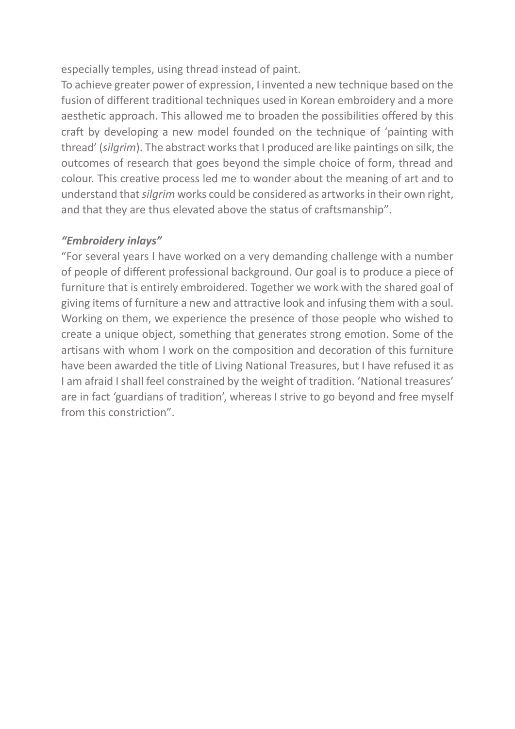especially temples, using thread instead of paint.

To achieve greater power of expression, I invented a new technique based on the fusion of different traditional techniques used in Korean embroidery and a more aesthetic approach. This allowed me to broaden the possibilities offered by this craft by developing a new model founded on the technique of 'painting with thread' (*silgrim*). The abstract works that I produced are like paintings on silk, the outcomes of research that goes beyond the simple choice of form, thread and colour. This creative process led me to wonder about the meaning of art and to understand that *silgrim* works could be considered as artworks in their own right, and that they are thus elevated above the status of craftsmanship".

***"Embroidery inlays"***

"For several years I have worked on a very demanding challenge with a number of people of different professional background. Our goal is to produce a piece of furniture that is entirely embroidered. Together we work with the shared goal of giving items of furniture a new and attractive look and infusing them with a soul. Working on them, we experience the presence of those people who wished to create a unique object, something that generates strong emotion. Some of the artisans with whom I work on the composition and decoration of this furniture have been awarded the title of Living National Treasures, but I have refused it as I am afraid I shall feel constrained by the weight of tradition. 'National treasures' are in fact 'guardians of tradition', whereas I strive to go beyond and free myself from this constriction".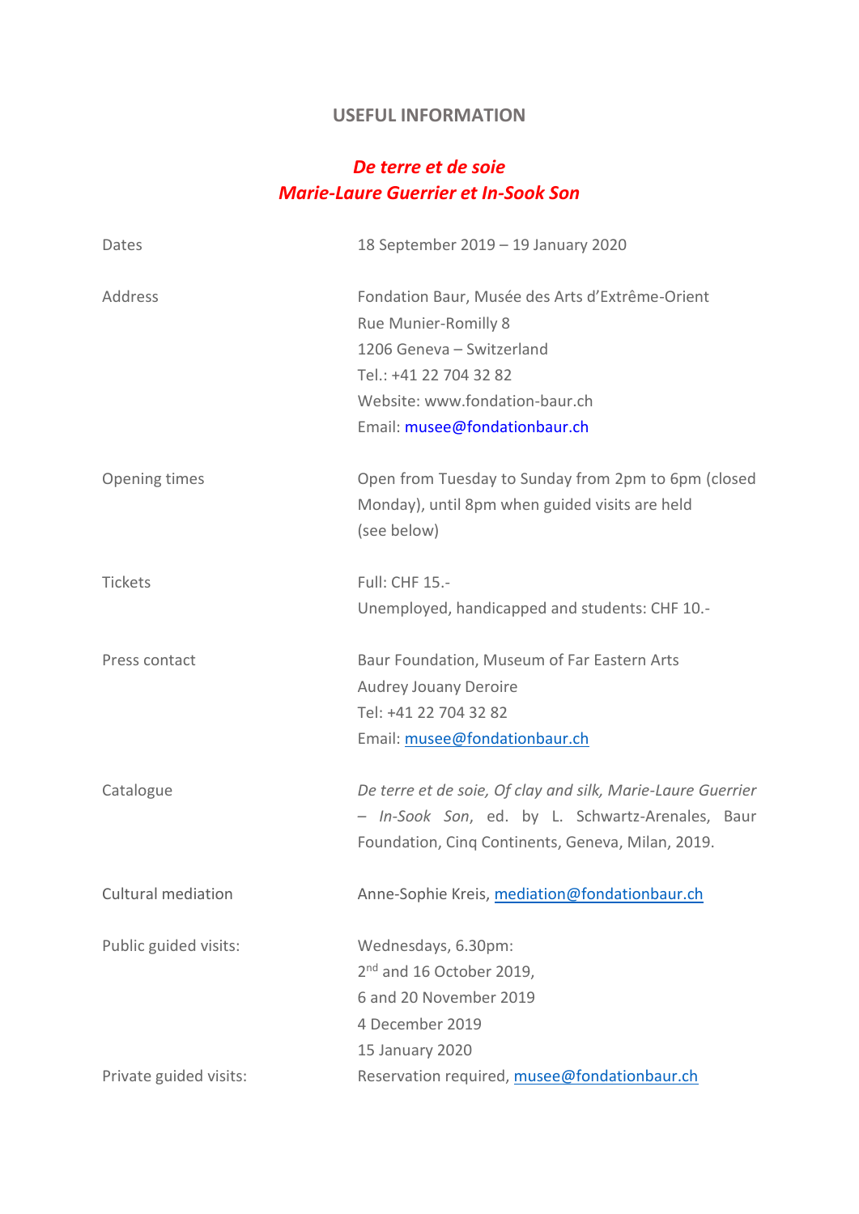## USEFUL INFORMATION

### *De terre et de soie*
### *Marie-Laure Guerrier et In-Sook Son*

| | |
|---|---|
| Dates | 18 September 2019 – 19 January 2020 |
| Address | Fondation Baur, Musée des Arts d'Extrême-Orient<br>Rue Munier-Romilly 8<br>1206 Geneva – Switzerland<br>Tel.: +41 22 704 32 82<br>Website: www.fondation-baur.ch<br>Email: musee@fondationbaur.ch |
| Opening times | Open from Tuesday to Sunday from 2pm to 6pm (closed Monday), until 8pm when guided visits are held (see below) |
| Tickets | Full: CHF 15.-<br>Unemployed, handicapped and students: CHF 10.- |
| Press contact | Baur Foundation, Museum of Far Eastern Arts<br>Audrey Jouany Deroire<br>Tel: +41 22 704 32 82<br>Email: musee@fondationbaur.ch |
| Catalogue | *De terre et de soie, Of clay and silk, Marie-Laure Guerrier – In-Sook Son*, ed. by L. Schwartz-Arenales, Baur Foundation, Cinq Continents, Geneva, Milan, 2019. |
| Cultural mediation | Anne-Sophie Kreis, mediation@fondationbaur.ch |
| Public guided visits: | Wednesdays, 6.30pm:<br>2nd and 16 October 2019,<br>6 and 20 November 2019<br>4 December 2019<br>15 January 2020 |
| Private guided visits: | Reservation required, musee@fondationbaur.ch |